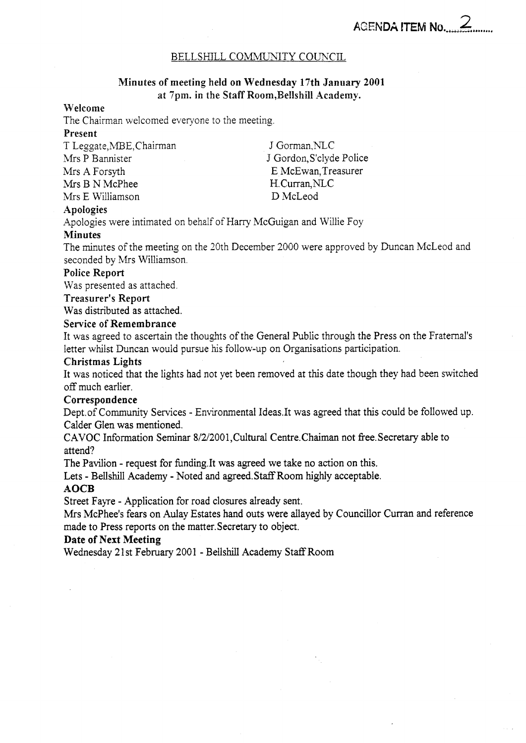AGENDA ITEM No. 2

# BELLSHILL COMMUNITY COUNCIL

## Minutes of meeting held on Wednesday 17th January 2001 at 7pm. in the Staff Room,Bellshill Academy.

### Welcome

The Chairman welcomed everyone to the meeting.

### Present

| | |
|---|---|
| T Leggate,MBE,Chairman | J Gorman,NLC |
| Mrs P Bannister | J Gordon,S'clyde Police |
| Mrs A Forsyth | E McEwan,Treasurer |
| Mrs B N McPhee | H.Curran,NLC |
| Mrs E Williamson | D McLeod |

### Apologies

Apologies were intimated on behalf of Harry McGuigan and Willie Foy

### Minutes

The minutes of the meeting on the 20th December 2000 were approved by Duncan McLeod and seconded by Mrs Williamson.

### Police Report

Was presented as attached.

### Treasurer's Report

Was distributed as attached.

### Service of Remembrance

It was agreed to ascertain the thoughts of the General Public through the Press on the Fraternal's letter whilst Duncan would pursue his follow-up on Organisations participation.

### Christmas Lights

It was noticed that the lights had not yet been removed at this date though they had been switched off much earlier.

### Correspondence

Dept.of Community Services - Environmental Ideas.It was agreed that this could be followed up. Calder Glen was mentioned.

CAVOC Information Seminar 8/2/2001,Cultural Centre.Chaiman not free.Secretary able to attend?

The Pavilion - request for funding.It was agreed we take no action on this.

Lets - Bellshill Academy - Noted and agreed.Staff Room highly acceptable.

### AOCB

Street Fayre - Application for road closures already sent.

Mrs McPhee's fears on Aulay Estates hand outs were allayed by Councillor Curran and reference made to Press reports on the matter.Secretary to object.

### Date of Next Meeting

Wednesday 21st February 2001 - Bellshill Academy Staff Room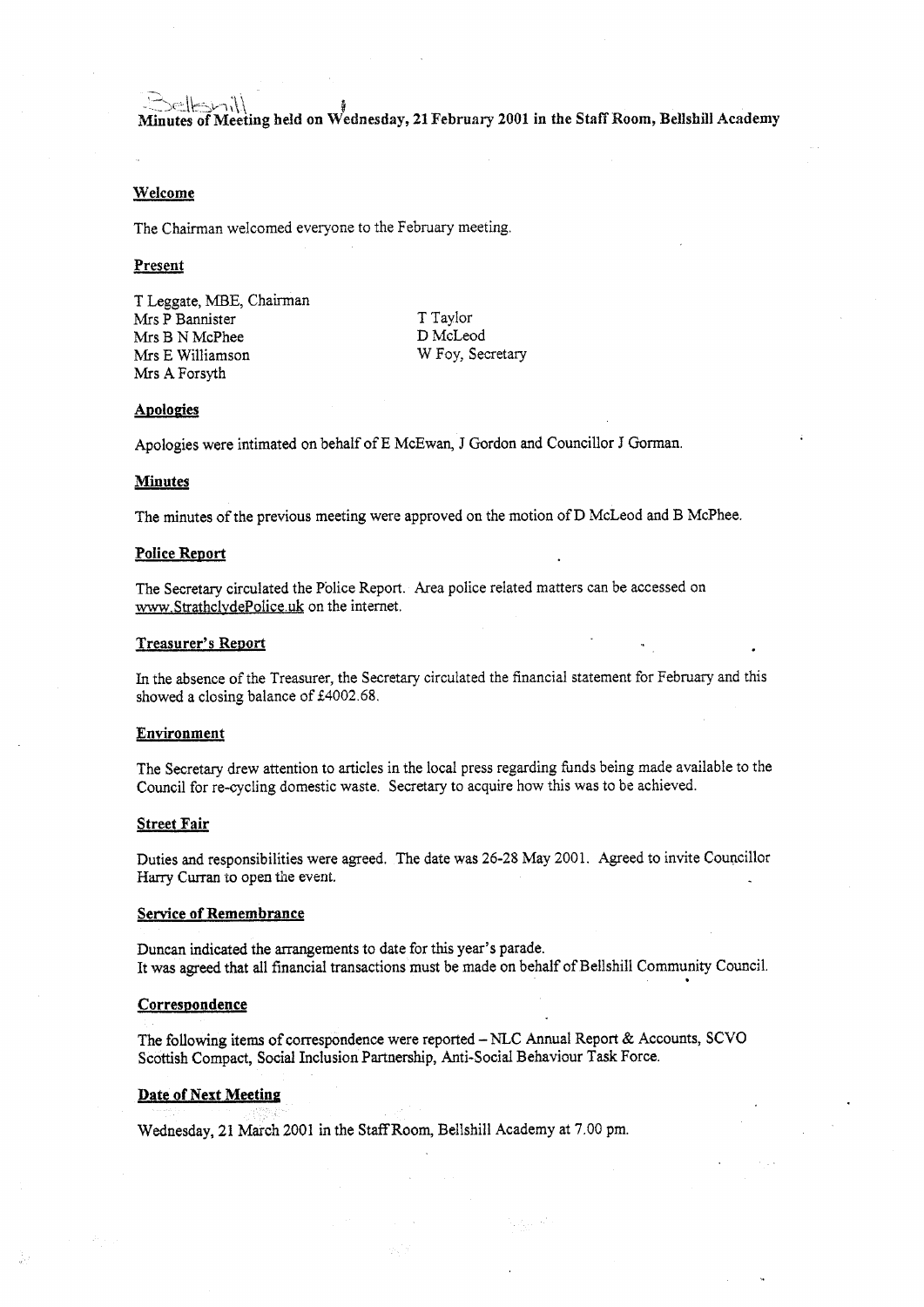Bellshill

# Minutes of Meeting held on Wednesday, 21 February 2001 in the Staff Room, Bellshill Academy

## Welcome

The Chairman welcomed everyone to the February meeting.

## Present

T Leggate, MBE, Chairman
Mrs P Bannister
Mrs B N McPhee
Mrs E Williamson
Mrs A Forsyth
T Taylor
D McLeod
W Foy, Secretary

## Apologies

Apologies were intimated on behalf of E McEwan, J Gordon and Councillor J Gorman.

## Minutes

The minutes of the previous meeting were approved on the motion of D McLeod and B McPhee.

## Police Report

The Secretary circulated the Police Report. Area police related matters can be accessed on www.StrathclydePolice.uk on the internet.

## Treasurer's Report

In the absence of the Treasurer, the Secretary circulated the financial statement for February and this showed a closing balance of £4002.68.

## Environment

The Secretary drew attention to articles in the local press regarding funds being made available to the Council for re-cycling domestic waste. Secretary to acquire how this was to be achieved.

## Street Fair

Duties and responsibilities were agreed. The date was 26-28 May 2001. Agreed to invite Councillor Harry Curran to open the event.

## Service of Remembrance

Duncan indicated the arrangements to date for this year's parade.
It was agreed that all financial transactions must be made on behalf of Bellshill Community Council.

## Correspondence

The following items of correspondence were reported – NLC Annual Report & Accounts, SCVO Scottish Compact, Social Inclusion Partnership, Anti-Social Behaviour Task Force.

## Date of Next Meeting

Wednesday, 21 March 2001 in the Staff Room, Bellshill Academy at 7.00 pm.